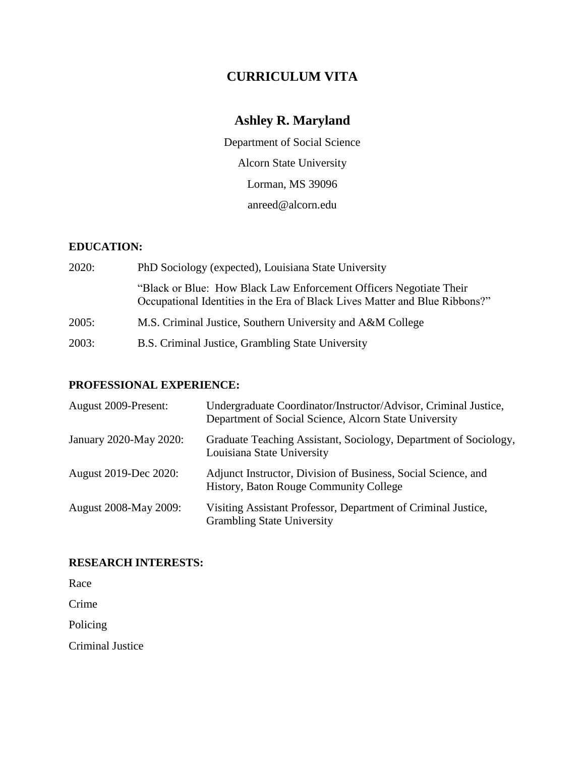# CURRICULUM VITA

## Ashley R. Maryland

Department of Social Science

Alcorn State University

Lorman, MS 39096

anreed@alcorn.edu

### EDUCATION:

2020: PhD Sociology (expected), Louisiana State University

"Black or Blue: How Black Law Enforcement Officers Negotiate Their Occupational Identities in the Era of Black Lives Matter and Blue Ribbons?"

2005: M.S. Criminal Justice, Southern University and A&M College

2003: B.S. Criminal Justice, Grambling State University

### PROFESSIONAL EXPERIENCE:

August 2009-Present: Undergraduate Coordinator/Instructor/Advisor, Criminal Justice, Department of Social Science, Alcorn State University

January 2020-May 2020: Graduate Teaching Assistant, Sociology, Department of Sociology, Louisiana State University

August 2019-Dec 2020: Adjunct Instructor, Division of Business, Social Science, and History, Baton Rouge Community College

August 2008-May 2009: Visiting Assistant Professor, Department of Criminal Justice, Grambling State University

### RESEARCH INTERESTS:

Race

Crime

Policing

Criminal Justice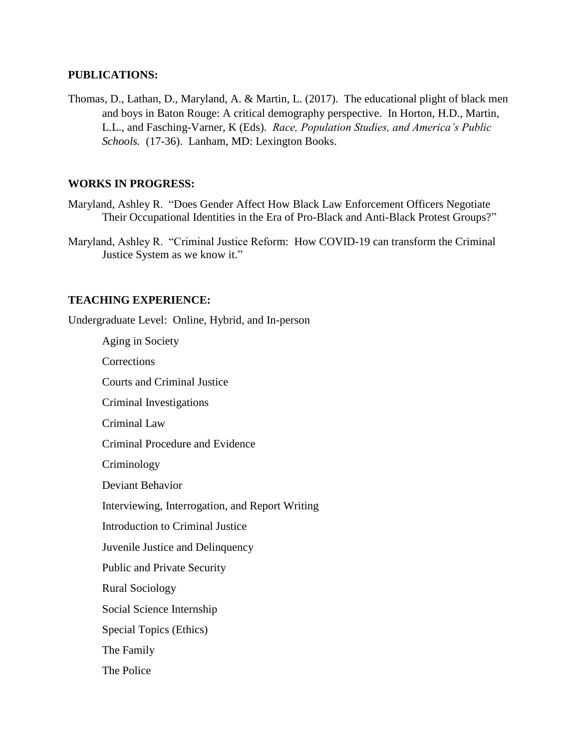**PUBLICATIONS:**

Thomas, D., Lathan, D., Maryland, A. & Martin, L. (2017). The educational plight of black men and boys in Baton Rouge: A critical demography perspective. In Horton, H.D., Martin, L.L., and Fasching-Varner, K (Eds). *Race, Population Studies, and America's Public Schools.* (17-36). Lanham, MD: Lexington Books.

**WORKS IN PROGRESS:**

Maryland, Ashley R. "Does Gender Affect How Black Law Enforcement Officers Negotiate Their Occupational Identities in the Era of Pro-Black and Anti-Black Protest Groups?"

Maryland, Ashley R. "Criminal Justice Reform: How COVID-19 can transform the Criminal Justice System as we know it."

**TEACHING EXPERIENCE:**

Undergraduate Level: Online, Hybrid, and In-person

- Aging in Society
- Corrections
- Courts and Criminal Justice
- Criminal Investigations
- Criminal Law
- Criminal Procedure and Evidence
- Criminology
- Deviant Behavior
- Interviewing, Interrogation, and Report Writing
- Introduction to Criminal Justice
- Juvenile Justice and Delinquency
- Public and Private Security
- Rural Sociology
- Social Science Internship
- Special Topics (Ethics)
- The Family
- The Police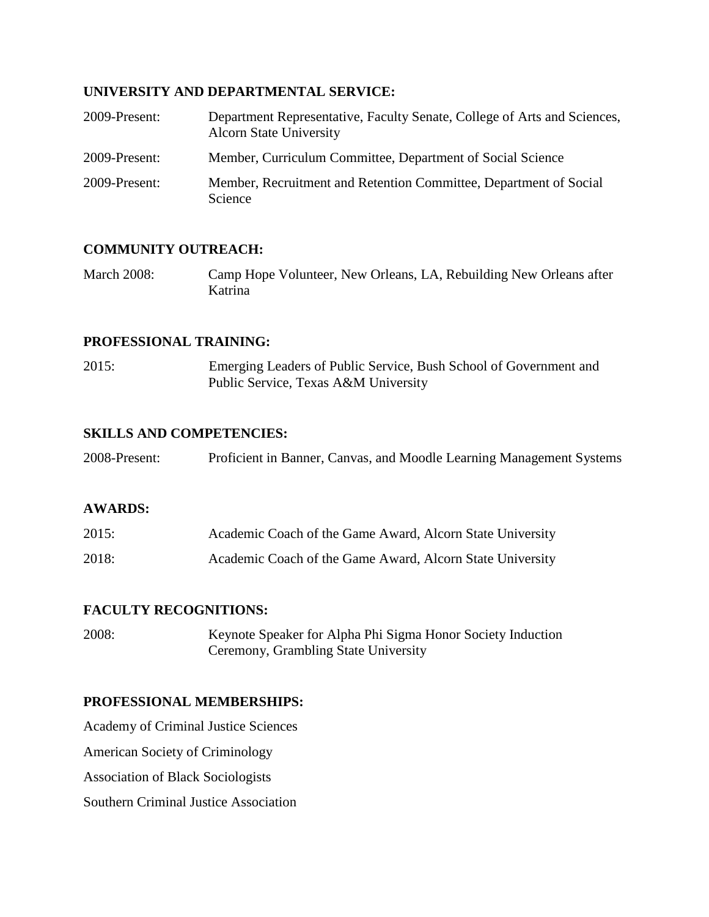## UNIVERSITY AND DEPARTMENTAL SERVICE:

2009-Present: Department Representative, Faculty Senate, College of Arts and Sciences, Alcorn State University

2009-Present: Member, Curriculum Committee, Department of Social Science

2009-Present: Member, Recruitment and Retention Committee, Department of Social Science

## COMMUNITY OUTREACH:

March 2008: Camp Hope Volunteer, New Orleans, LA, Rebuilding New Orleans after Katrina

## PROFESSIONAL TRAINING:

2015: Emerging Leaders of Public Service, Bush School of Government and Public Service, Texas A&M University

## SKILLS AND COMPETENCIES:

2008-Present: Proficient in Banner, Canvas, and Moodle Learning Management Systems

## AWARDS:

2015: Academic Coach of the Game Award, Alcorn State University

2018: Academic Coach of the Game Award, Alcorn State University

## FACULTY RECOGNITIONS:

2008: Keynote Speaker for Alpha Phi Sigma Honor Society Induction Ceremony, Grambling State University

## PROFESSIONAL MEMBERSHIPS:

Academy of Criminal Justice Sciences

American Society of Criminology

Association of Black Sociologists

Southern Criminal Justice Association